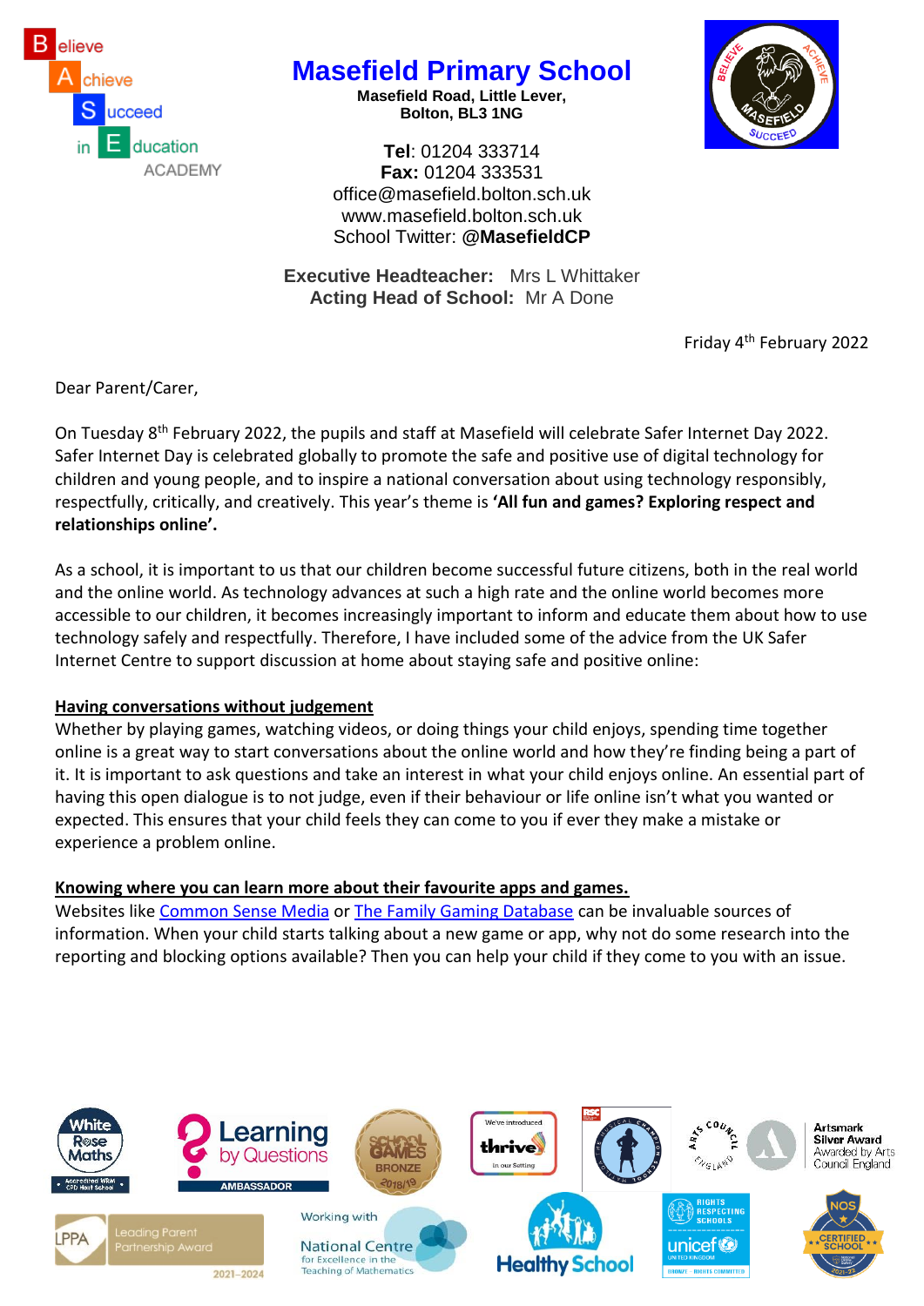# Masefield Primary School

**Masefield Road, Little Lever,**
**Bolton, BL3 1NG**

**Tel**: 01204 333714
**Fax:** 01204 333531
office@masefield.bolton.sch.uk
www.masefield.bolton.sch.uk
School Twitter: **@MasefieldCP**

**Executive Headteacher:** Mrs L Whittaker
**Acting Head of School:** Mr A Done

Friday 4th February 2022

Dear Parent/Carer,

On Tuesday 8th February 2022, the pupils and staff at Masefield will celebrate Safer Internet Day 2022. Safer Internet Day is celebrated globally to promote the safe and positive use of digital technology for children and young people, and to inspire a national conversation about using technology responsibly, respectfully, critically, and creatively. This year's theme is **'All fun and games? Exploring respect and relationships online'.**

As a school, it is important to us that our children become successful future citizens, both in the real world and the online world. As technology advances at such a high rate and the online world becomes more accessible to our children, it becomes increasingly important to inform and educate them about how to use technology safely and respectfully. Therefore, I have included some of the advice from the UK Safer Internet Centre to support discussion at home about staying safe and positive online:

**Having conversations without judgement**

Whether by playing games, watching videos, or doing things your child enjoys, spending time together online is a great way to start conversations about the online world and how they're finding being a part of it. It is important to ask questions and take an interest in what your child enjoys online. An essential part of having this open dialogue is to not judge, even if their behaviour or life online isn't what you wanted or expected. This ensures that your child feels they can come to you if ever they make a mistake or experience a problem online.

**Knowing where you can learn more about their favourite apps and games.**

Websites like Common Sense Media or The Family Gaming Database can be invaluable sources of information. When your child starts talking about a new game or app, why not do some research into the reporting and blocking options available? Then you can help your child if they come to you with an issue.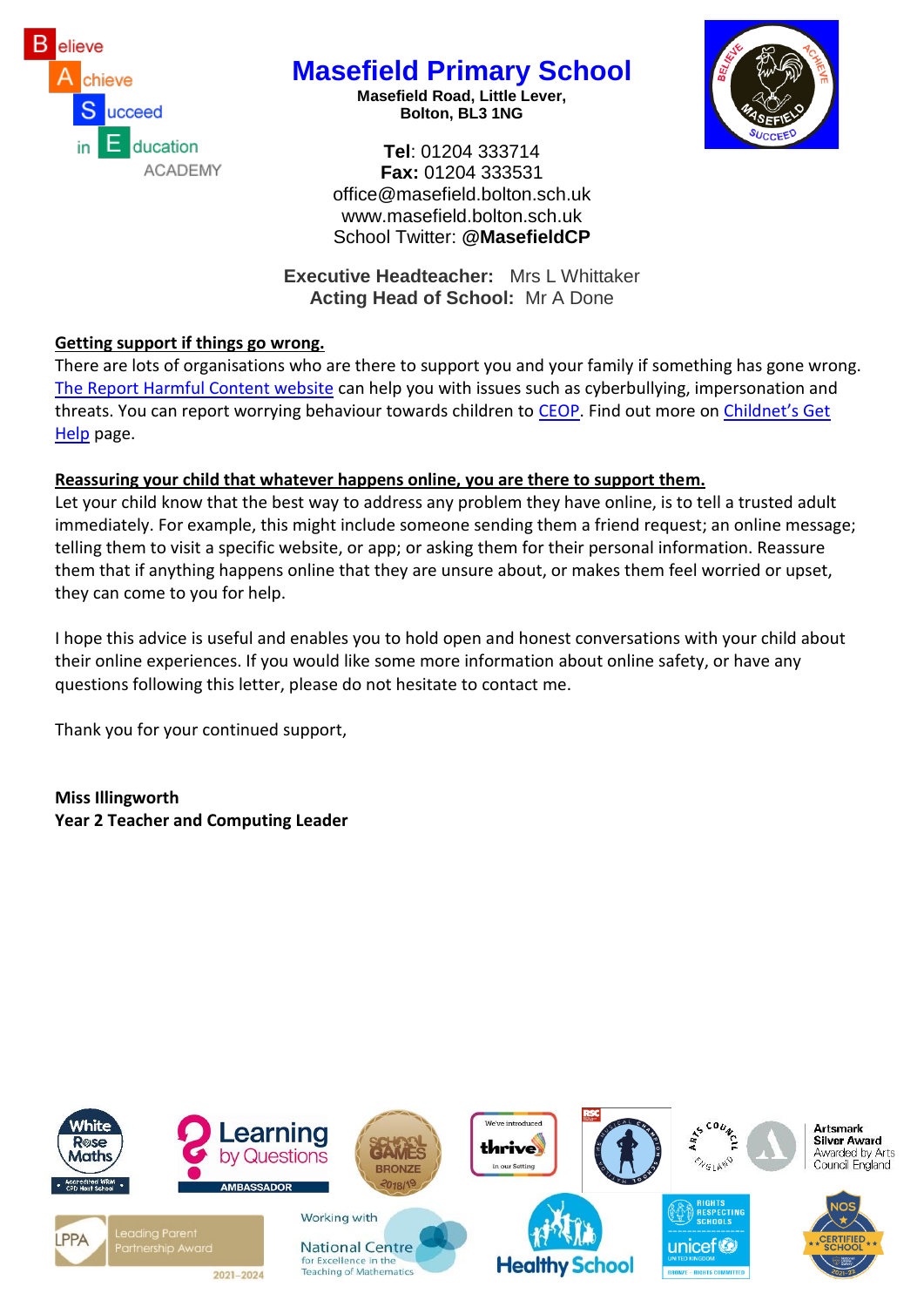# Masefield Primary School

**Masefield Road, Little Lever,**
**Bolton, BL3 1NG**

**Tel**: 01204 333714
**Fax:** 01204 333531
office@masefield.bolton.sch.uk
www.masefield.bolton.sch.uk
School Twitter: **@MasefieldCP**

**Executive Headteacher:** Mrs L Whittaker
**Acting Head of School:** Mr A Done

**Getting support if things go wrong.**

There are lots of organisations who are there to support you and your family if something has gone wrong. The Report Harmful Content website can help you with issues such as cyberbullying, impersonation and threats. You can report worrying behaviour towards children to CEOP. Find out more on Childnet's Get Help page.

**Reassuring your child that whatever happens online, you are there to support them.**

Let your child know that the best way to address any problem they have online, is to tell a trusted adult immediately. For example, this might include someone sending them a friend request; an online message; telling them to visit a specific website, or app; or asking them for their personal information. Reassure them that if anything happens online that they are unsure about, or makes them feel worried or upset, they can come to you for help.

I hope this advice is useful and enables you to hold open and honest conversations with your child about their online experiences. If you would like some more information about online safety, or have any questions following this letter, please do not hesitate to contact me.

Thank you for your continued support,

**Miss Illingworth**
**Year 2 Teacher and Computing Leader**